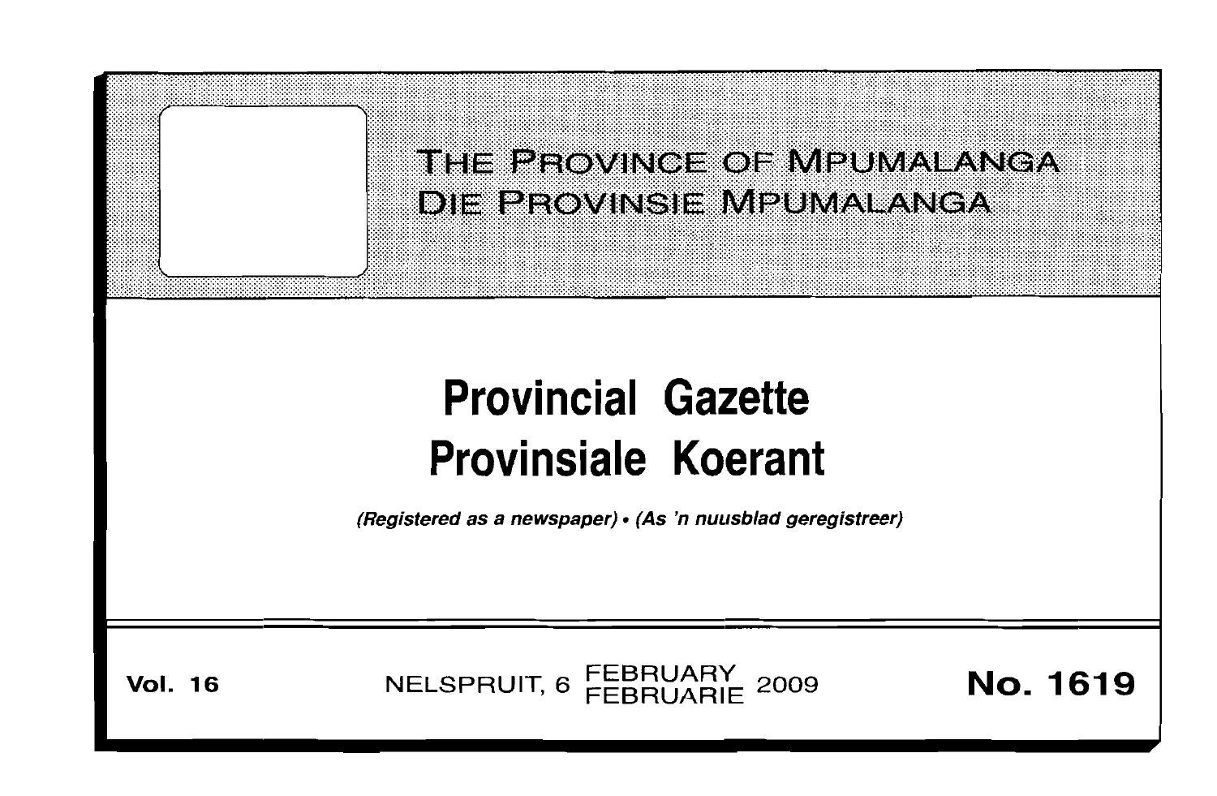# THE PROVINCE OF MPUMALANGA
# DIE PROVINSIE MPUMALANGA

# Provincial Gazette
# Provinsiale Koerant

*(Registered as a newspaper) • (As 'n nuusblad geregistreer)*

**Vol. 16** NELSPRUIT, 6 FEBRUARY FEBRUARIE 2009 **No. 1619**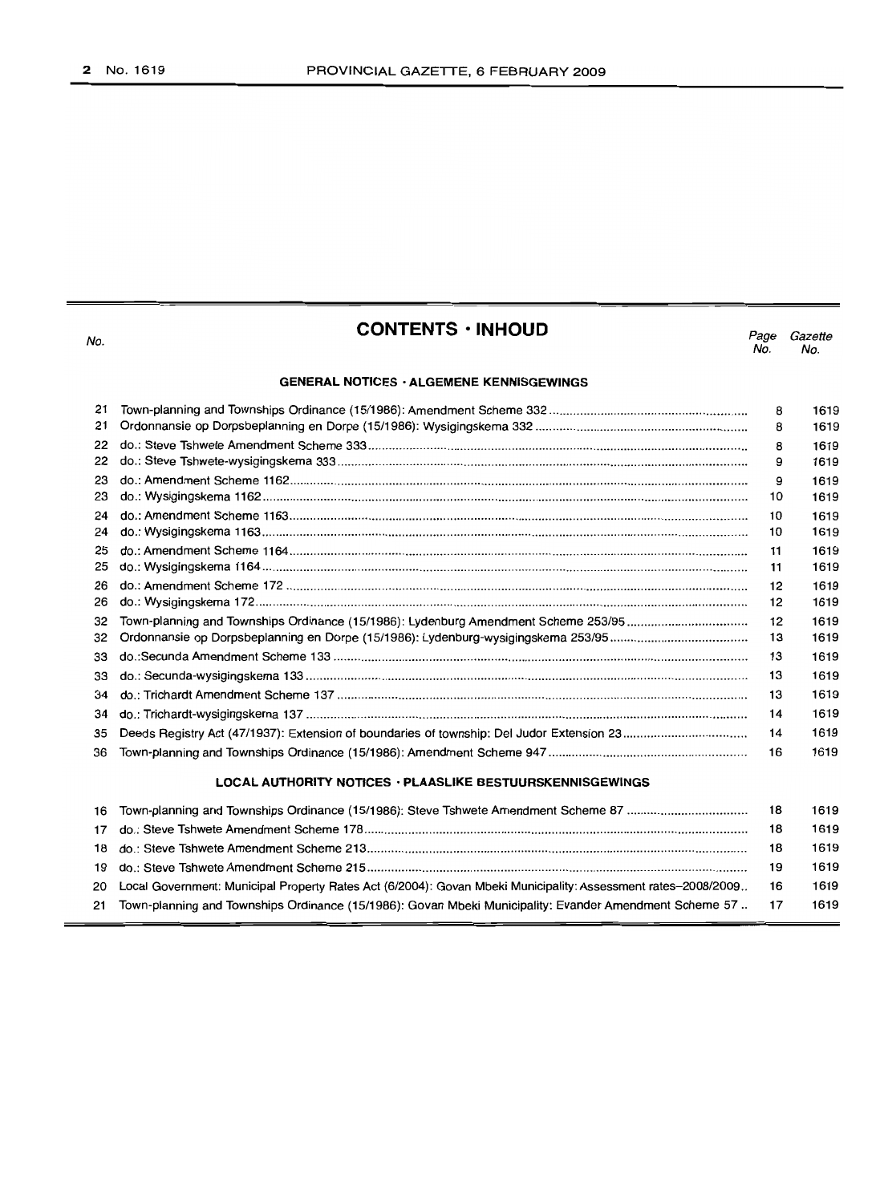## CONTENTS · INHOUD

| No. | | Page No. | Gazette No. |
|---|---|---|---|
| | **GENERAL NOTICES · ALGEMENE KENNISGEWINGS** | | |
| 21 | Town-planning and Townships Ordinance (15/1986): Amendment Scheme 332 | 8 | 1619 |
| 21 | Ordonnansie op Dorpsbeplanning en Dorpe (15/1986): Wysigingskema 332 | 8 | 1619 |
| 22 | do.: Steve Tshwete Amendment Scheme 333 | 8 | 1619 |
| 22 | do.: Steve Tshwete-wysigingskema 333 | 9 | 1619 |
| 23 | do.: Amendment Scheme 1162 | 9 | 1619 |
| 23 | do.: Wysigingskema 1162 | 10 | 1619 |
| 24 | do.: Amendment Scheme 1163 | 10 | 1619 |
| 24 | do.: Wysigingskema 1163 | 10 | 1619 |
| 25 | do.: Amendment Scheme 1164 | 11 | 1619 |
| 25 | do.: Wysigingskema 1164 | 11 | 1619 |
| 26 | do.: Amendment Scheme 172 | 12 | 1619 |
| 26 | do.: Wysigingskema 172 | 12 | 1619 |
| 32 | Town-planning and Townships Ordinance (15/1986): Lydenburg Amendment Scheme 253/95 | 12 | 1619 |
| 32 | Ordonnansie op Dorpsbeplanning en Dorpe (15/1986): Lydenburg-wysigingskema 253/95 | 13 | 1619 |
| 33 | do.:Secunda Amendment Scheme 133 | 13 | 1619 |
| 33 | do.: Secunda-wysigingskema 133 | 13 | 1619 |
| 34 | do.: Trichardt Amendment Scheme 137 | 13 | 1619 |
| 34 | do.: Trichardt-wysigingskema 137 | 14 | 1619 |
| 35 | Deeds Registry Act (47/1937): Extension of boundaries of township: Del Judor Extension 23 | 14 | 1619 |
| 36 | Town-planning and Townships Ordinance (15/1986): Amendment Scheme 947 | 16 | 1619 |
| | **LOCAL AUTHORITY NOTICES · PLAASLIKE BESTUURSKENNISGEWINGS** | | |
| 16 | Town-planning and Townships Ordinance (15/1986): Steve Tshwete Amendment Scheme 87 | 18 | 1619 |
| 17 | do.: Steve Tshwete Amendment Scheme 178 | 18 | 1619 |
| 18 | do.: Steve Tshwete Amendment Scheme 213 | 18 | 1619 |
| 19 | do.: Steve Tshwete Amendment Scheme 215 | 19 | 1619 |
| 20 | Local Government: Municipal Property Rates Act (6/2004): Govan Mbeki Municipality: Assessment rates–2008/2009 | 16 | 1619 |
| 21 | Town-planning and Townships Ordinance (15/1986): Govan Mbeki Municipality: Evander Amendment Scheme 57 | 17 | 1619 |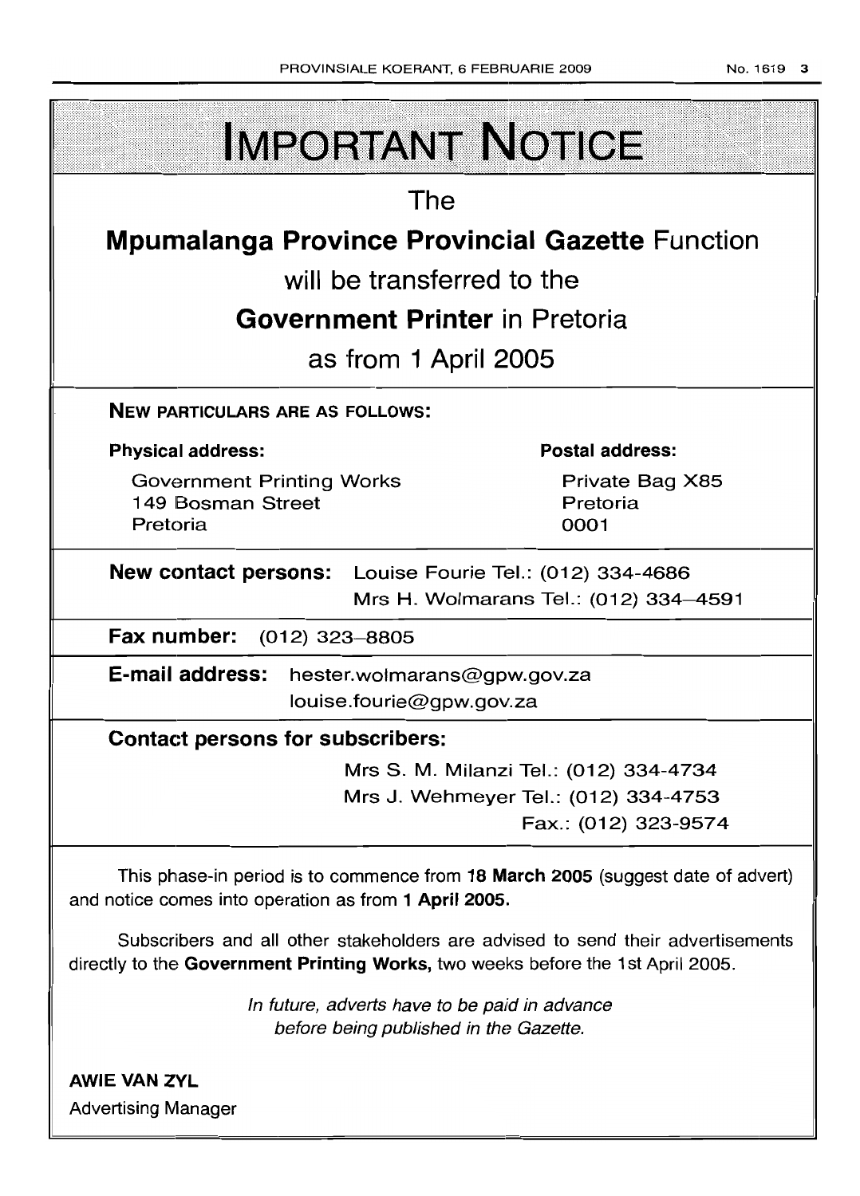# IMPORTANT NOTICE

The

**Mpumalanga Province Provincial Gazette** Function

will be transferred to the

**Government Printer** in Pretoria

as from 1 April 2005

**NEW PARTICULARS ARE AS FOLLOWS:**

**Physical address:**

Government Printing Works
149 Bosman Street
Pretoria

**Postal address:**

Private Bag X85
Pretoria
0001

**New contact persons:** Louise Fourie Tel.: (012) 334-4686
Mrs H. Wolmarans Tel.: (012) 334–4591

**Fax number:** (012) 323–8805

**E-mail address:** hester.wolmarans@gpw.gov.za
louise.fourie@gpw.gov.za

**Contact persons for subscribers:**

Mrs S. M. Milanzi Tel.: (012) 334-4734
Mrs J. Wehmeyer Tel.: (012) 334-4753
Fax.: (012) 323-9574

This phase-in period is to commence from **18 March 2005** (suggest date of advert) and notice comes into operation as from **1 April 2005.**

Subscribers and all other stakeholders are advised to send their advertisements directly to the **Government Printing Works,** two weeks before the 1st April 2005.

*In future, adverts have to be paid in advance before being published in the Gazette.*

**AWIE VAN ZYL**
Advertising Manager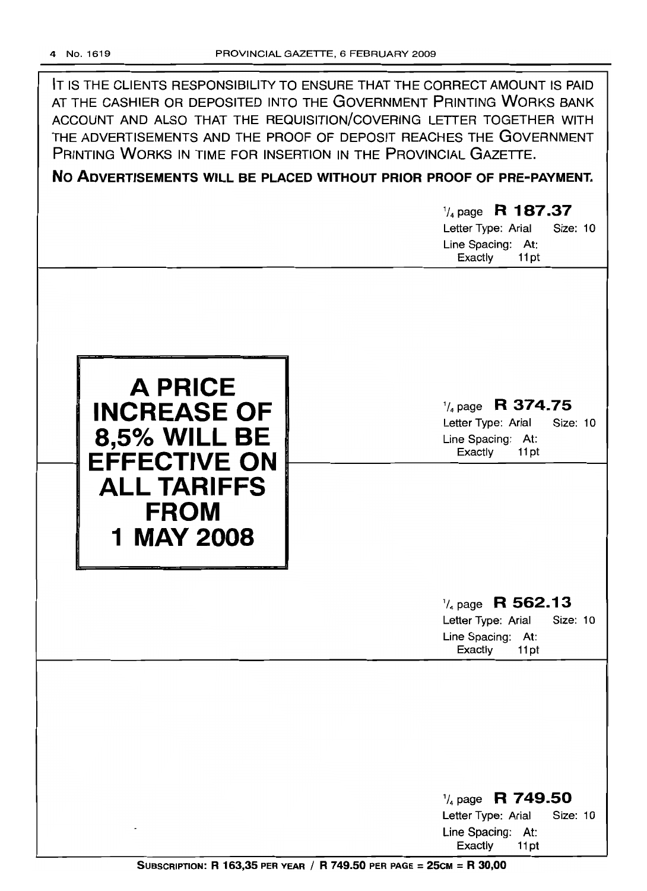IT IS THE CLIENTS RESPONSIBILITY TO ENSURE THAT THE CORRECT AMOUNT IS PAID AT THE CASHIER OR DEPOSITED INTO THE GOVERNMENT PRINTING WORKS BANK ACCOUNT AND ALSO THAT THE REQUISITION/COVERING LETTER TOGETHER WITH THE ADVERTISEMENTS AND THE PROOF OF DEPOSIT REACHES THE GOVERNMENT PRINTING WORKS IN TIME FOR INSERTION IN THE PROVINCIAL GAZETTE.

**NO ADVERTISEMENTS WILL BE PLACED WITHOUT PRIOR PROOF OF PRE-PAYMENT.**

$^1/_4$ page **R 187.37**
Letter Type: Arial Size: 10
Line Spacing: At: Exactly 11pt

**A PRICE INCREASE OF 8,5% WILL BE EFFECTIVE ON ALL TARIFFS FROM 1 MAY 2008**

$^1/_4$ page **R 374.75**
Letter Type: Arial Size: 10
Line Spacing: At: Exactly 11pt

$^1/_4$ page **R 562.13**
Letter Type: Arial Size: 10
Line Spacing: At: Exactly 11pt

$^1/_4$ page **R 749.50**
Letter Type: Arial Size: 10
Line Spacing: At: Exactly 11pt

**SUBSCRIPTION: R 163,35 PER YEAR / R 749.50 PER PAGE = 25CM = R 30,00**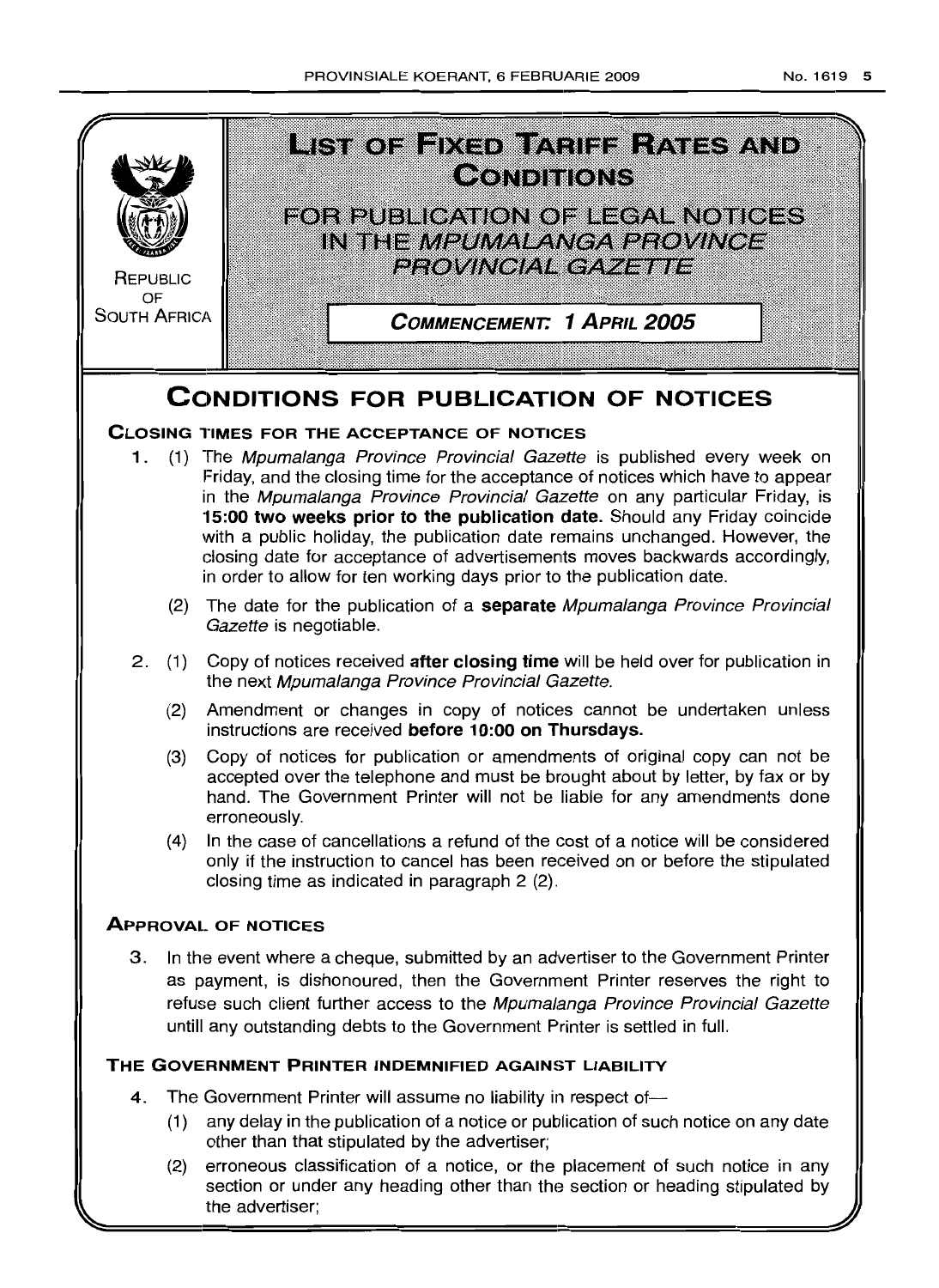REPUBLIC OF SOUTH AFRICA

# LIST OF FIXED TARIFF RATES AND CONDITIONS

## FOR PUBLICATION OF LEGAL NOTICES IN THE *MPUMALANGA PROVINCE PROVINCIAL GAZETTE*

**COMMENCEMENT: 1 APRIL 2005**

# CONDITIONS FOR PUBLICATION OF NOTICES

### CLOSING TIMES FOR THE ACCEPTANCE OF NOTICES

1. (1) The *Mpumalanga Province Provincial Gazette* is published every week on Friday, and the closing time for the acceptance of notices which have to appear in the *Mpumalanga Province Provincial Gazette* on any particular Friday, is **15:00 two weeks prior to the publication date.** Should any Friday coincide with a public holiday, the publication date remains unchanged. However, the closing date for acceptance of advertisements moves backwards accordingly, in order to allow for ten working days prior to the publication date.

   (2) The date for the publication of a **separate** *Mpumalanga Province Provincial Gazette* is negotiable.

2. (1) Copy of notices received **after closing time** will be held over for publication in the next *Mpumalanga Province Provincial Gazette.*

   (2) Amendment or changes in copy of notices cannot be undertaken unless instructions are received **before 10:00 on Thursdays.**

   (3) Copy of notices for publication or amendments of original copy can not be accepted over the telephone and must be brought about by letter, by fax or by hand. The Government Printer will not be liable for any amendments done erroneously.

   (4) In the case of cancellations a refund of the cost of a notice will be considered only if the instruction to cancel has been received on or before the stipulated closing time as indicated in paragraph 2 (2).

### APPROVAL OF NOTICES

3. In the event where a cheque, submitted by an advertiser to the Government Printer as payment, is dishonoured, then the Government Printer reserves the right to refuse such client further access to the *Mpumalanga Province Provincial Gazette* untill any outstanding debts to the Government Printer is settled in full.

### THE GOVERNMENT PRINTER INDEMNIFIED AGAINST LIABILITY

4. The Government Printer will assume no liability in respect of—

   (1) any delay in the publication of a notice or publication of such notice on any date other than that stipulated by the advertiser;

   (2) erroneous classification of a notice, or the placement of such notice in any section or under any heading other than the section or heading stipulated by the advertiser;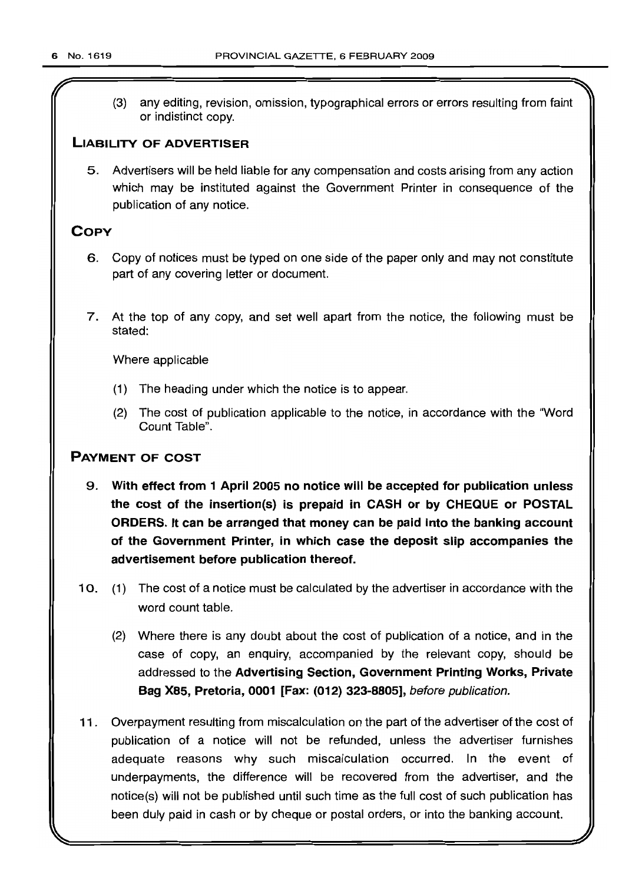(3) any editing, revision, omission, typographical errors or errors resulting from faint or indistinct copy.

## LIABILITY OF ADVERTISER

5. Advertisers will be held liable for any compensation and costs arising from any action which may be instituted against the Government Printer in consequence of the publication of any notice.

## COPY

6. Copy of notices must be typed on one side of the paper only and may not constitute part of any covering letter or document.

7. At the top of any copy, and set well apart from the notice, the following must be stated:

   Where applicable

   (1) The heading under which the notice is to appear.

   (2) The cost of publication applicable to the notice, in accordance with the "Word Count Table".

## PAYMENT OF COST

9. **With effect from 1 April 2005 no notice will be accepted for publication unless the cost of the insertion(s) is prepaid in CASH or by CHEQUE or POSTAL ORDERS. It can be arranged that money can be paid into the banking account of the Government Printer, in which case the deposit slip accompanies the advertisement before publication thereof.**

10. (1) The cost of a notice must be calculated by the advertiser in accordance with the word count table.

    (2) Where there is any doubt about the cost of publication of a notice, and in the case of copy, an enquiry, accompanied by the relevant copy, should be addressed to the **Advertising Section, Government Printing Works, Private Bag X85, Pretoria, 0001 [Fax: (012) 323-8805],** *before publication.*

11. Overpayment resulting from miscalculation on the part of the advertiser of the cost of publication of a notice will not be refunded, unless the advertiser furnishes adequate reasons why such miscalculation occurred. In the event of underpayments, the difference will be recovered from the advertiser, and the notice(s) will not be published until such time as the full cost of such publication has been duly paid in cash or by cheque or postal orders, or into the banking account.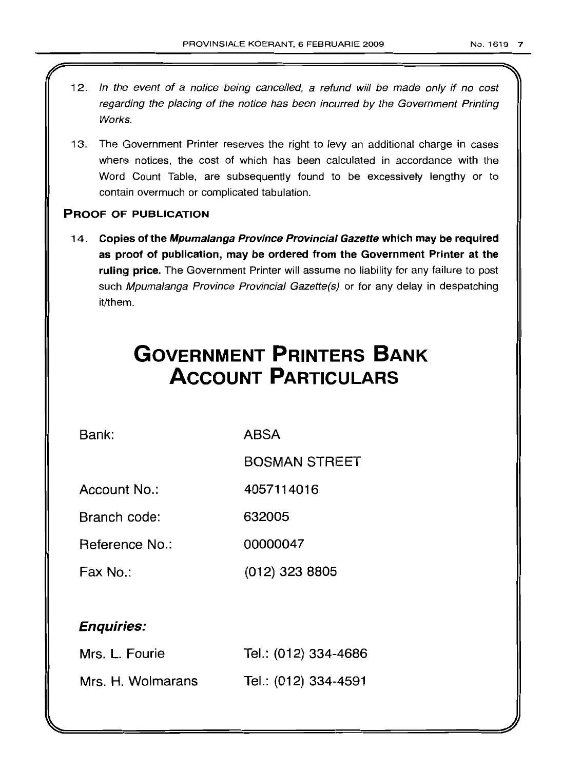12. *In the event of a notice being cancelled, a refund will be made only if no cost regarding the placing of the notice has been incurred by the Government Printing Works.*

13. The Government Printer reserves the right to levy an additional charge in cases where notices, the cost of which has been calculated in accordance with the Word Count Table, are subsequently found to be excessively lengthy or to contain overmuch or complicated tabulation.

**PROOF OF PUBLICATION**

14. **Copies of the *Mpumalanga Province Provincial Gazette* which may be required as proof of publication, may be ordered from the Government Printer at the ruling price.** The Government Printer will assume no liability for any failure to post such *Mpumalanga Province Provincial Gazette(s)* or for any delay in despatching it/them.

# GOVERNMENT PRINTERS BANK ACCOUNT PARTICULARS

| | |
|---|---|
| Bank: | ABSA |
| | BOSMAN STREET |
| Account No.: | 4057114016 |
| Branch code: | 632005 |
| Reference No.: | 00000047 |
| Fax No.: | (012) 323 8805 |

***Enquiries:***

| | |
|---|---|
| Mrs. L. Fourie | Tel.: (012) 334-4686 |
| Mrs. H. Wolmarans | Tel.: (012) 334-4591 |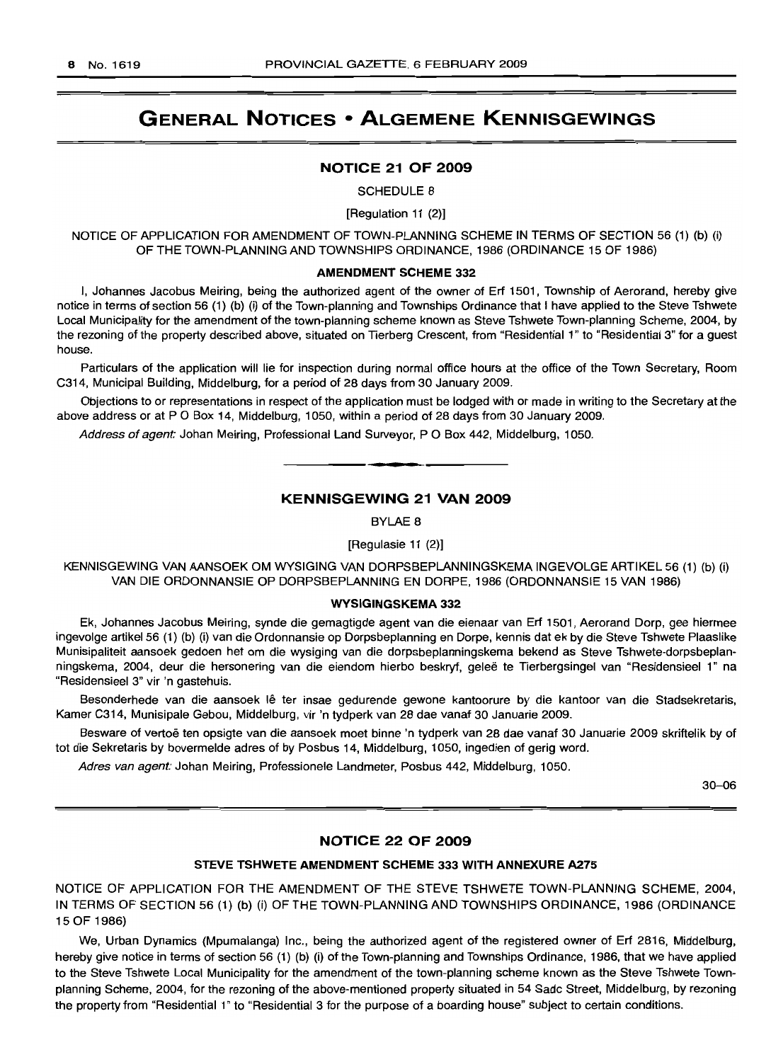# GENERAL NOTICES • ALGEMENE KENNISGEWINGS

## NOTICE 21 OF 2009

SCHEDULE 8

[Regulation 11 (2)]

NOTICE OF APPLICATION FOR AMENDMENT OF TOWN-PLANNING SCHEME IN TERMS OF SECTION 56 (1) (b) (i) OF THE TOWN-PLANNING AND TOWNSHIPS ORDINANCE, 1986 (ORDINANCE 15 OF 1986)

**AMENDMENT SCHEME 332**

I, Johannes Jacobus Meiring, being the authorized agent of the owner of Erf 1501, Township of Aerorand, hereby give notice in terms of section 56 (1) (b) (i) of the Town-planning and Townships Ordinance that I have applied to the Steve Tshwete Local Municipality for the amendment of the town-planning scheme known as Steve Tshwete Town-planning Scheme, 2004, by the rezoning of the property described above, situated on Tierberg Crescent, from "Residential 1" to "Residential 3" for a guest house.

Particulars of the application will lie for inspection during normal office hours at the office of the Town Secretary, Room C314, Municipal Building, Middelburg, for a period of 28 days from 30 January 2009.

Objections to or representations in respect of the application must be lodged with or made in writing to the Secretary at the above address or at P O Box 14, Middelburg, 1050, within a period of 28 days from 30 January 2009.

*Address of agent:* Johan Meiring, Professional Land Surveyor, P O Box 442, Middelburg, 1050.

---

## KENNISGEWING 21 VAN 2009

BYLAE 8

[Regulasie 11 (2)]

KENNISGEWING VAN AANSOEK OM WYSIGING VAN DORPSBEPLANNINGSKEMA INGEVOLGE ARTIKEL 56 (1) (b) (i) VAN DIE ORDONNANSIE OP DORPSBEPLANNING EN DORPE, 1986 (ORDONNANSIE 15 VAN 1986)

**WYSIGINGSKEMA 332**

Ek, Johannes Jacobus Meiring, synde die gemagtigde agent van die eienaar van Erf 1501, Aerorand Dorp, gee hiermee ingevolge artikel 56 (1) (b) (i) van die Ordonnansie op Dorpsbeplanning en Dorpe, kennis dat ek by die Steve Tshwete Plaaslike Munisipaliteit aansoek gedoen het om die wysiging van die dorpsbeplanningskema bekend as Steve Tshwete-dorpsbeplanningskema, 2004, deur die hersonering van die eiendom hierbo beskryf, geleë te Tierbergsingel van "Residensieel 1" na "Residensieel 3" vir 'n gastehuis.

Besonderhede van die aansoek lê ter insae gedurende gewone kantoorure by die kantoor van die Stadsekretaris, Kamer C314, Munisipale Gebou, Middelburg, vir 'n tydperk van 28 dae vanaf 30 Januarie 2009.

Besware of vertoë ten opsigte van die aansoek moet binne 'n tydperk van 28 dae vanaf 30 Januarie 2009 skriftelik by of tot die Sekretaris by bovermelde adres of by Posbus 14, Middelburg, 1050, ingedien of gerig word.

*Adres van agent:* Johan Meiring, Professionele Landmeter, Posbus 442, Middelburg, 1050.

30–06

---

## NOTICE 22 OF 2009

**STEVE TSHWETE AMENDMENT SCHEME 333 WITH ANNEXURE A275**

NOTICE OF APPLICATION FOR THE AMENDMENT OF THE STEVE TSHWETE TOWN-PLANNING SCHEME, 2004, IN TERMS OF SECTION 56 (1) (b) (i) OF THE TOWN-PLANNING AND TOWNSHIPS ORDINANCE, 1986 (ORDINANCE 15 OF 1986)

We, Urban Dynamics (Mpumalanga) Inc., being the authorized agent of the registered owner of Erf 2816, Middelburg, hereby give notice in terms of section 56 (1) (b) (i) of the Town-planning and Townships Ordinance, 1986, that we have applied to the Steve Tshwete Local Municipality for the amendment of the town-planning scheme known as the Steve Tshwete Town-planning Scheme, 2004, for the rezoning of the above-mentioned property situated in 54 Sadc Street, Middelburg, by rezoning the property from "Residential 1" to "Residential 3 for the purpose of a boarding house" subject to certain conditions.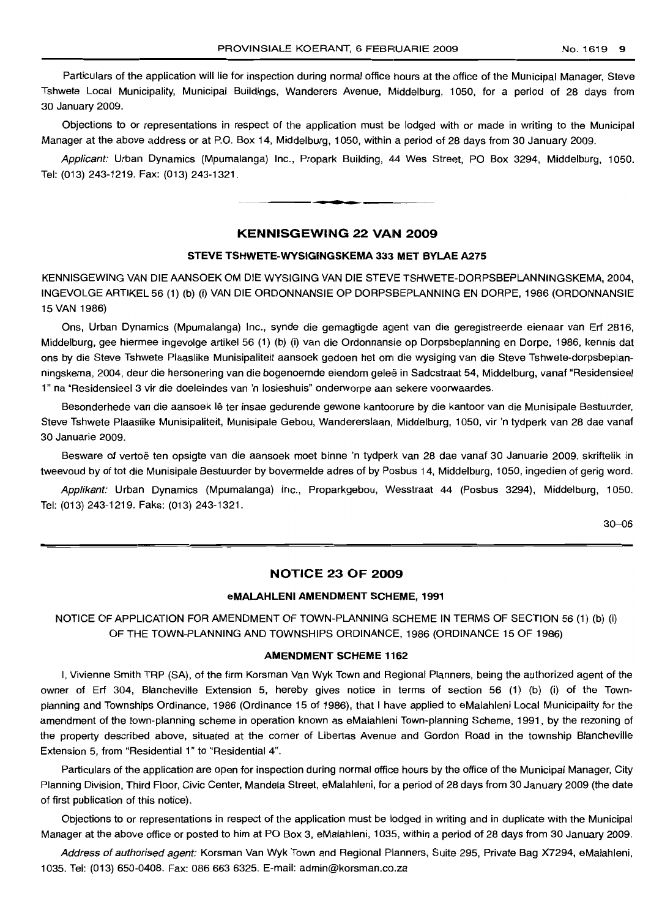Particulars of the application will lie for inspection during normal office hours at the office of the Municipal Manager, Steve Tshwete Local Municipality, Municipal Buildings, Wanderers Avenue, Middelburg, 1050, for a period of 28 days from 30 January 2009.

Objections to or representations in respect of the application must be lodged with or made in writing to the Municipal Manager at the above address or at P.O. Box 14, Middelburg, 1050, within a period of 28 days from 30 January 2009.

*Applicant:* Urban Dynamics (Mpumalanga) Inc., Propark Building, 44 Wes Street, PO Box 3294, Middelburg, 1050. Tel: (013) 243-1219. Fax: (013) 243-1321.

## KENNISGEWING 22 VAN 2009

### STEVE TSHWETE-WYSIGINGSKEMA 333 MET BYLAE A275

KENNISGEWING VAN DIE AANSOEK OM DIE WYSIGING VAN DIE STEVE TSHWETE-DORPSBEPLANNINGSKEMA, 2004, INGEVOLGE ARTIKEL 56 (1) (b) (i) VAN DIE ORDONNANSIE OP DORPSBEPLANNING EN DORPE, 1986 (ORDONNANSIE 15 VAN 1986)

Ons, Urban Dynamics (Mpumalanga) Inc., synde die gemagtigde agent van die geregistreerde eienaar van Erf 2816, Middelburg, gee hiermee ingevolge artikel 56 (1) (b) (i) van die Ordonnansie op Dorpsbeplanning en Dorpe, 1986, kennis dat ons by die Steve Tshwete Plaaslike Munisipaliteit aansoek gedoen het om die wysiging van die Steve Tshwete-dorpsbeplanningskema, 2004, deur die hersonering van die bogenoemde eiendom geleë in Sadcstraat 54, Middelburg, vanaf "Residensieel 1" na "Residensieel 3 vir die doeleindes van 'n losieshuis" onderworpe aan sekere voorwaardes.

Besonderhede van die aansoek lê ter insae gedurende gewone kantoorure by die kantoor van die Munisipale Bestuurder, Steve Tshwete Plaaslike Munisipaliteit, Munisipale Gebou, Wandererslaan, Middelburg, 1050, vir 'n tydperk van 28 dae vanaf 30 Januarie 2009.

Besware of vertoë ten opsigte van die aansoek moet binne 'n tydperk van 28 dae vanaf 30 Januarie 2009, skriftelik in tweevoud by of tot die Munisipale Bestuurder by bovermelde adres of by Posbus 14, Middelburg, 1050, ingedien of gerig word.

*Applikant:* Urban Dynamics (Mpumalanga) Inc., Proparkgebou, Wesstraat 44 (Posbus 3294), Middelburg, 1050. Tel: (013) 243-1219. Faks: (013) 243-1321.

30–06

## NOTICE 23 OF 2009

### eMALAHLENI AMENDMENT SCHEME, 1991

NOTICE OF APPLICATION FOR AMENDMENT OF TOWN-PLANNING SCHEME IN TERMS OF SECTION 56 (1) (b) (i) OF THE TOWN-PLANNING AND TOWNSHIPS ORDINANCE, 1986 (ORDINANCE 15 OF 1986)

### AMENDMENT SCHEME 1162

I, Vivienne Smith TRP (SA), of the firm Korsman Van Wyk Town and Regional Planners, being the authorized agent of the owner of Erf 304, Blancheville Extension 5, hereby gives notice in terms of section 56 (1) (b) (i) of the Town-planning and Townships Ordinance, 1986 (Ordinance 15 of 1986), that I have applied to eMalahleni Local Municipality for the amendment of the town-planning scheme in operation known as eMalahleni Town-planning Scheme, 1991, by the rezoning of the property described above, situated at the corner of Libertas Avenue and Gordon Road in the township Blancheville Extension 5, from "Residential 1" to "Residential 4".

Particulars of the application are open for inspection during normal office hours by the office of the Municipal Manager, City Planning Division, Third Floor, Civic Center, Mandela Street, eMalahleni, for a period of 28 days from 30 January 2009 (the date of first publication of this notice).

Objections to or representations in respect of the application must be lodged in writing and in duplicate with the Municipal Manager at the above office or posted to him at PO Box 3, eMalahleni, 1035, within a period of 28 days from 30 January 2009.

*Address of authorised agent:* Korsman Van Wyk Town and Regional Planners, Suite 295, Private Bag X7294, eMalahleni, 1035. Tel: (013) 650-0408. Fax: 086 663 6325. E-mail: admin@korsman.co.za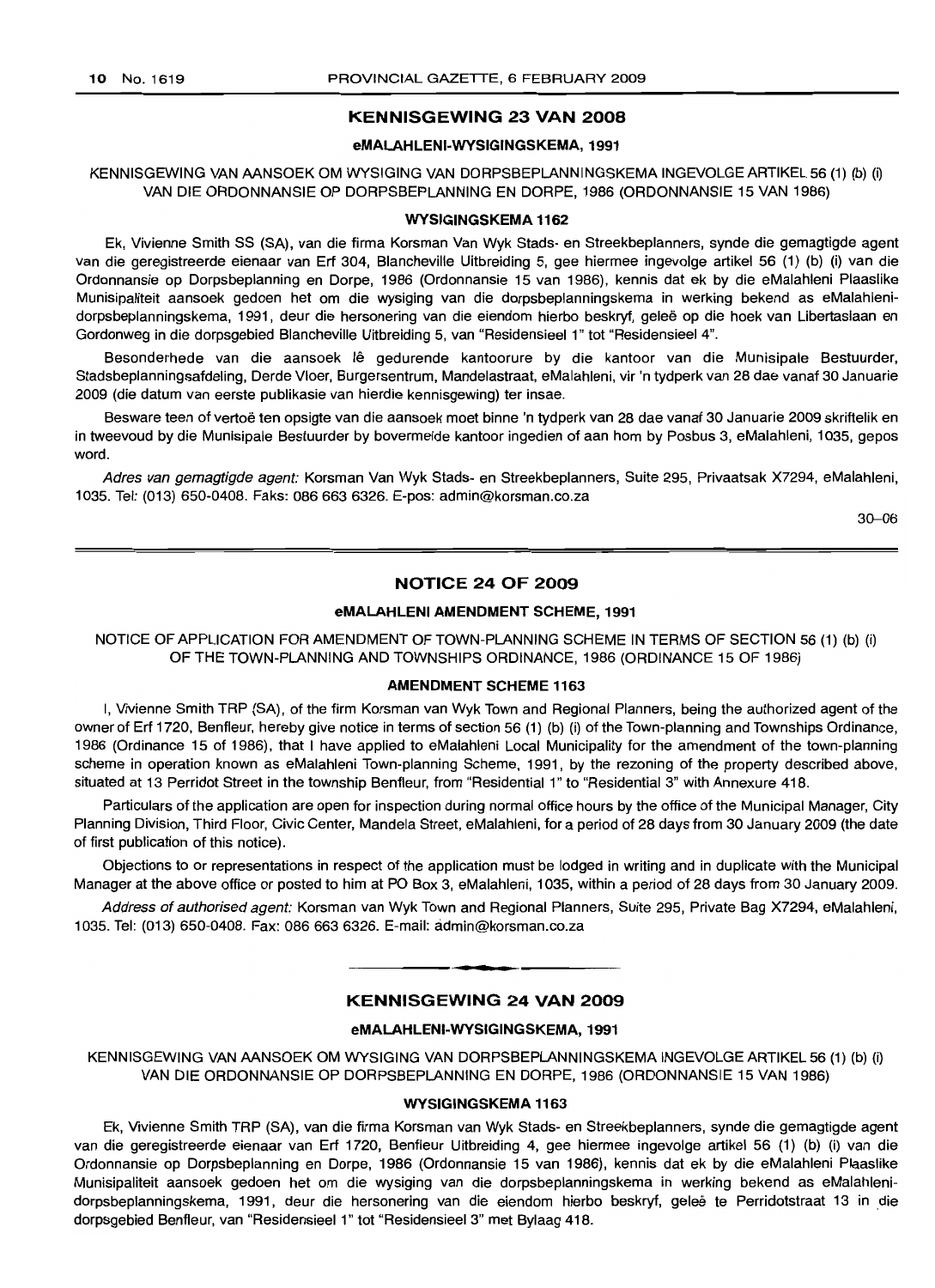## KENNISGEWING 23 VAN 2008

### eMALAHLENI-WYSIGINGSKEMA, 1991

KENNISGEWING VAN AANSOEK OM WYSIGING VAN DORPSBEPLANNINGSKEMA INGEVOLGE ARTIKEL 56 (1) (b) (i) VAN DIE ORDONNANSIE OP DORPSBEPLANNING EN DORPE, 1986 (ORDONNANSIE 15 VAN 1986)

#### WYSIGINGSKEMA 1162

Ek, Vivienne Smith SS (SA), van die firma Korsman Van Wyk Stads- en Streekbeplanners, synde die gemagtigde agent van die geregistreerde eienaar van Erf 304, Blancheville Uitbreiding 5, gee hiermee ingevolge artikel 56 (1) (b) (i) van die Ordonnansie op Dorpsbeplanning en Dorpe, 1986 (Ordonnansie 15 van 1986), kennis dat ek by die eMalahleni Plaaslike Munisipaliteit aansoek gedoen het om die wysiging van die dorpsbeplanningskema in werking bekend as eMalahleni-dorpsbeplanningskema, 1991, deur die hersonering van die eiendom hierbo beskryf, geleë op die hoek van Libertaslaan en Gordonweg in die dorpsgebied Blancheville Uitbreiding 5, van "Residensieel 1" tot "Residensieel 4".

Besonderhede van die aansoek lê gedurende kantoorure by die kantoor van die Munisipale Bestuurder, Stadsbeplanningsafdeling, Derde Vloer, Burgersentrum, Mandelastraat, eMalahleni, vir 'n tydperk van 28 dae vanaf 30 Januarie 2009 (die datum van eerste publikasie van hierdie kennisgewing) ter insae.

Besware teen of vertoë ten opsigte van die aansoek moet binne 'n tydperk van 28 dae vanaf 30 Januarie 2009 skriftelik en in tweevoud by die Munisipale Bestuurder by bovermelde kantoor ingedien of aan hom by Posbus 3, eMalahleni, 1035, gepos word.

*Adres van gemagtigde agent:* Korsman Van Wyk Stads- en Streekbeplanners, Suite 295, Privaatsak X7294, eMalahleni, 1035. Tel: (013) 650-0408. Faks: 086 663 6326. E-pos: admin@korsman.co.za

30–06

## NOTICE 24 OF 2009

### eMALAHLENI AMENDMENT SCHEME, 1991

NOTICE OF APPLICATION FOR AMENDMENT OF TOWN-PLANNING SCHEME IN TERMS OF SECTION 56 (1) (b) (i) OF THE TOWN-PLANNING AND TOWNSHIPS ORDINANCE, 1986 (ORDINANCE 15 OF 1986)

#### AMENDMENT SCHEME 1163

I, Vivienne Smith TRP (SA), of the firm Korsman van Wyk Town and Regional Planners, being the authorized agent of the owner of Erf 1720, Benfleur, hereby give notice in terms of section 56 (1) (b) (i) of the Town-planning and Townships Ordinance, 1986 (Ordinance 15 of 1986), that I have applied to eMalahleni Local Municipality for the amendment of the town-planning scheme in operation known as eMalahleni Town-planning Scheme, 1991, by the rezoning of the property described above, situated at 13 Perridot Street in the township Benfleur, from "Residential 1" to "Residential 3" with Annexure 418.

Particulars of the application are open for inspection during normal office hours by the office of the Municipal Manager, City Planning Division, Third Floor, Civic Center, Mandela Street, eMalahleni, for a period of 28 days from 30 January 2009 (the date of first publication of this notice).

Objections to or representations in respect of the application must be lodged in writing and in duplicate with the Municipal Manager at the above office or posted to him at PO Box 3, eMalahleni, 1035, within a period of 28 days from 30 January 2009.

*Address of authorised agent:* Korsman van Wyk Town and Regional Planners, Suite 295, Private Bag X7294, eMalahleni, 1035. Tel: (013) 650-0408. Fax: 086 663 6326. E-mail: admin@korsman.co.za

## KENNISGEWING 24 VAN 2009

### eMALAHLENI-WYSIGINGSKEMA, 1991

KENNISGEWING VAN AANSOEK OM WYSIGING VAN DORPSBEPLANNINGSKEMA INGEVOLGE ARTIKEL 56 (1) (b) (i) VAN DIE ORDONNANSIE OP DORPSBEPLANNING EN DORPE, 1986 (ORDONNANSIE 15 VAN 1986)

#### WYSIGINGSKEMA 1163

Ek, Vivienne Smith TRP (SA), van die firma Korsman van Wyk Stads- en Streekbeplanners, synde die gemagtigde agent van die geregistreerde eienaar van Erf 1720, Benfleur Uitbreiding 4, gee hiermee ingevolge artikel 56 (1) (b) (i) van die Ordonnansie op Dorpsbeplanning en Dorpe, 1986 (Ordonnansie 15 van 1986), kennis dat ek by die eMalahleni Plaaslike Munisipaliteit aansoek gedoen het om die wysiging van die dorpsbeplanningskema in werking bekend as eMalahleni-dorpsbeplanningskema, 1991, deur die hersonering van die eiendom hierbo beskryf, geleë te Perridotstraat 13 in die dorpsgebied Benfleur, van "Residensieel 1" tot "Residensieel 3" met Bylaag 418.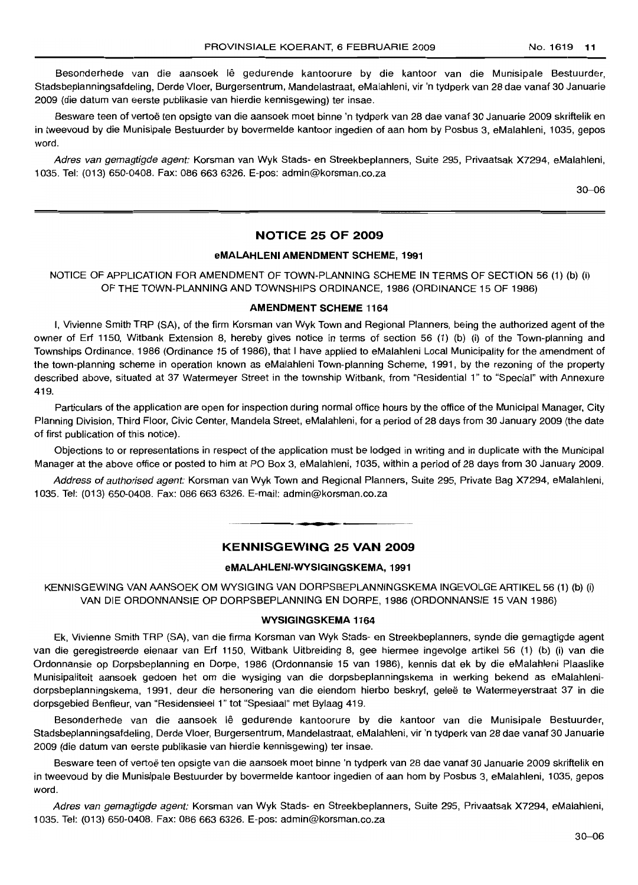Besonderhede van die aansoek lê gedurende kantoorure by die kantoor van die Munisipale Bestuurder, Stadsbeplanningsafdeling, Derde Vloer, Burgersentrum, Mandelastraat, eMalahleni, vir 'n tydperk van 28 dae vanaf 30 Januarie 2009 (die datum van eerste publikasie van hierdie kennisgewing) ter insae.

Besware teen of vertoë ten opsigte van die aansoek moet binne 'n tydperk van 28 dae vanaf 30 Januarie 2009 skriftelik en in tweevoud by die Munisipale Bestuurder by bovermelde kantoor ingedien of aan hom by Posbus 3, eMalahleni, 1035, gepos word.

*Adres van gemagtigde agent:* Korsman van Wyk Stads- en Streekbeplanners, Suite 295, Privaatsak X7294, eMalahleni, 1035. Tel: (013) 650-0408. Fax: 086 663 6326. E-pos: admin@korsman.co.za

30–06

## NOTICE 25 OF 2009

### eMALAHLENI AMENDMENT SCHEME, 1991

NOTICE OF APPLICATION FOR AMENDMENT OF TOWN-PLANNING SCHEME IN TERMS OF SECTION 56 (1) (b) (i) OF THE TOWN-PLANNING AND TOWNSHIPS ORDINANCE, 1986 (ORDINANCE 15 OF 1986)

### AMENDMENT SCHEME 1164

I, Vivienne Smith TRP (SA), of the firm Korsman van Wyk Town and Regional Planners, being the authorized agent of the owner of Erf 1150, Witbank Extension 8, hereby gives notice in terms of section 56 (1) (b) (i) of the Town-planning and Townships Ordinance, 1986 (Ordinance 15 of 1986), that I have applied to eMalahleni Local Municipality for the amendment of the town-planning scheme in operation known as eMalahleni Town-planning Scheme, 1991, by the rezoning of the property described above, situated at 37 Watermeyer Street in the township Witbank, from "Residential 1" to "Special" with Annexure 419.

Particulars of the application are open for inspection during normal office hours by the office of the Municipal Manager, City Planning Division, Third Floor, Civic Center, Mandela Street, eMalahleni, for a period of 28 days from 30 January 2009 (the date of first publication of this notice).

Objections to or representations in respect of the application must be lodged in writing and in duplicate with the Municipal Manager at the above office or posted to him at PO Box 3, eMalahleni, 1035, within a period of 28 days from 30 January 2009.

*Address of authorised agent:* Korsman van Wyk Town and Regional Planners, Suite 295, Private Bag X7294, eMalahleni, 1035. Tel: (013) 650-0408. Fax: 086 663 6326. E-mail: admin@korsman.co.za

## KENNISGEWING 25 VAN 2009

### eMALAHLENI-WYSIGINGSKEMA, 1991

KENNISGEWING VAN AANSOEK OM WYSIGING VAN DORPSBEPLANNINGSKEMA INGEVOLGE ARTIKEL 56 (1) (b) (i) VAN DIE ORDONNANSIE OP DORPSBEPLANNING EN DORPE, 1986 (ORDONNANSIE 15 VAN 1986)

### WYSIGINGSKEMA 1164

Ek, Vivienne Smith TRP (SA), van die firma Korsman van Wyk Stads- en Streekbeplanners, synde die gemagtigde agent van die geregistreerde eienaar van Erf 1150, Witbank Uitbreiding 8, gee hiermee ingevolge artikel 56 (1) (b) (i) van die Ordonnansie op Dorpsbeplanning en Dorpe, 1986 (Ordonnansie 15 van 1986), kennis dat ek by die eMalahleni Plaaslike Munisipaliteit aansoek gedoen het om die wysiging van die dorpsbeplanningskema in werking bekend as eMalahleni-dorpsbeplanningskema, 1991, deur die hersonering van die eiendom hierbo beskryf, geleë te Watermeyerstraat 37 in die dorpsgebied Benfleur, van "Residensieel 1" tot "Spesiaal" met Bylaag 419.

Besonderhede van die aansoek lê gedurende kantoorure by die kantoor van die Munisipale Bestuurder, Stadsbeplanningsafdeling, Derde Vloer, Burgersentrum, Mandelastraat, eMalahleni, vir 'n tydperk van 28 dae vanaf 30 Januarie 2009 (die datum van eerste publikasie van hierdie kennisgewing) ter insae.

Besware teen of vertoë ten opsigte van die aansoek moet binne 'n tydperk van 28 dae vanaf 30 Januarie 2009 skriftelik en in tweevoud by die Munisipale Bestuurder by bovermelde kantoor ingedien of aan hom by Posbus 3, eMalahleni, 1035, gepos word.

*Adres van gemagtigde agent:* Korsman van Wyk Stads- en Streekbeplanners, Suite 295, Privaatsak X7294, eMalahleni, 1035. Tel: (013) 650-0408. Fax: 086 663 6326. E-pos: admin@korsman.co.za

30–06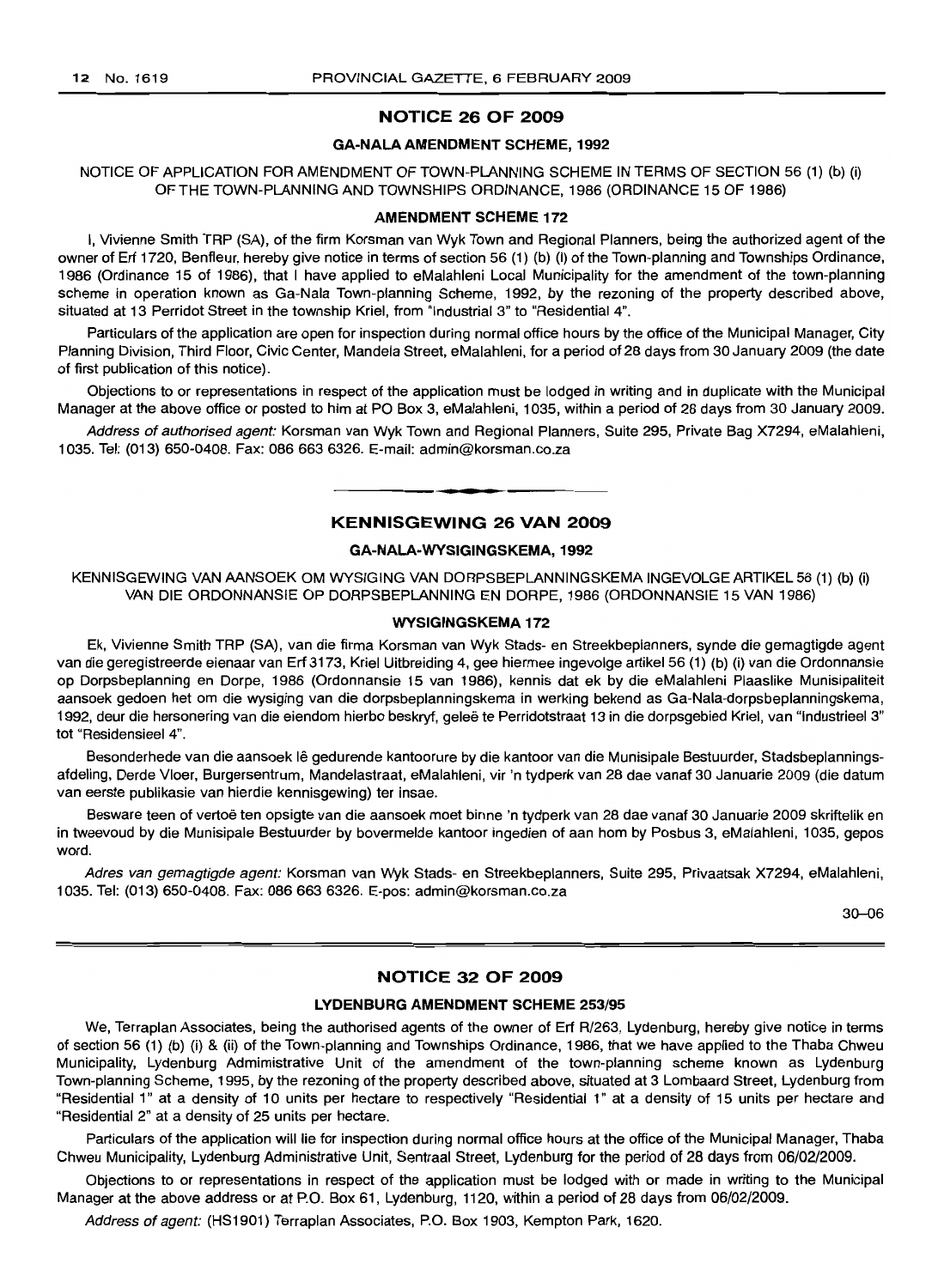## NOTICE 26 OF 2009

### GA-NALA AMENDMENT SCHEME, 1992

NOTICE OF APPLICATION FOR AMENDMENT OF TOWN-PLANNING SCHEME IN TERMS OF SECTION 56 (1) (b) (i) OF THE TOWN-PLANNING AND TOWNSHIPS ORDINANCE, 1986 (ORDINANCE 15 OF 1986)

### AMENDMENT SCHEME 172

I, Vivienne Smith TRP (SA), of the firm Korsman van Wyk Town and Regional Planners, being the authorized agent of the owner of Erf 1720, Benfleur, hereby give notice in terms of section 56 (1) (b) (i) of the Town-planning and Townships Ordinance, 1986 (Ordinance 15 of 1986), that I have applied to eMalahleni Local Municipality for the amendment of the town-planning scheme in operation known as Ga-Nala Town-planning Scheme, 1992, by the rezoning of the property described above, situated at 13 Perridot Street in the township Kriel, from "Industrial 3" to "Residential 4".

Particulars of the application are open for inspection during normal office hours by the office of the Municipal Manager, City Planning Division, Third Floor, Civic Center, Mandela Street, eMalahleni, for a period of 28 days from 30 January 2009 (the date of first publication of this notice).

Objections to or representations in respect of the application must be lodged in writing and in duplicate with the Municipal Manager at the above office or posted to him at PO Box 3, eMalahleni, 1035, within a period of 28 days from 30 January 2009.

*Address of authorised agent:* Korsman van Wyk Town and Regional Planners, Suite 295, Private Bag X7294, eMalahleni, 1035. Tel: (013) 650-0408. Fax: 086 663 6326. E-mail: admin@korsman.co.za

---

## KENNISGEWING 26 VAN 2009

### GA-NALA-WYSIGINGSKEMA, 1992

KENNISGEWING VAN AANSOEK OM WYSIGING VAN DORPSBEPLANNINGSKEMA INGEVOLGE ARTIKEL 56 (1) (b) (i) VAN DIE ORDONNANSIE OP DORPSBEPLANNING EN DORPE, 1986 (ORDONNANSIE 15 VAN 1986)

### WYSIGINGSKEMA 172

Ek, Vivienne Smith TRP (SA), van die firma Korsman van Wyk Stads- en Streekbeplanners, synde die gemagtigde agent van die geregistreerde eienaar van Erf 3173, Kriel Uitbreiding 4, gee hiermee ingevolge artikel 56 (1) (b) (i) van die Ordonnansie op Dorpsbeplanning en Dorpe, 1986 (Ordonnansie 15 van 1986), kennis dat ek by die eMalahleni Plaaslike Munisipaliteit aansoek gedoen het om die wysiging van die dorpsbeplanningskema in werking bekend as Ga-Nala-dorpsbeplanningskema, 1992, deur die hersonering van die eiendom hierbo beskryf, geleë te Perridotstraat 13 in die dorpsgebied Kriel, van "Industrieel 3" tot "Residensieel 4".

Besonderhede van die aansoek lê gedurende kantoorure by die kantoor van die Munisipale Bestuurder, Stadsbeplanningsafdeling, Derde Vloer, Burgersentrum, Mandelastraat, eMalahleni, vir 'n tydperk van 28 dae vanaf 30 Januarie 2009 (die datum van eerste publikasie van hierdie kennisgewing) ter insae.

Besware teen of vertoë ten opsigte van die aansoek moet binne 'n tydperk van 28 dae vanaf 30 Januarie 2009 skriftelik en in tweevoud by die Munisipale Bestuurder by bovermelde kantoor ingedien of aan hom by Posbus 3, eMalahleni, 1035, gepos word.

*Adres van gemagtigde agent:* Korsman van Wyk Stads- en Streekbeplanners, Suite 295, Privaatsak X7294, eMalahleni, 1035. Tel: (013) 650-0408. Faks: 086 663 6326. E-pos: admin@korsman.co.za

30–06

---

## NOTICE 32 OF 2009

### LYDENBURG AMENDMENT SCHEME 253/95

We, Terraplan Associates, being the authorised agents of the owner of Erf R/263, Lydenburg, hereby give notice in terms of section 56 (1) (b) (i) & (ii) of the Town-planning and Townships Ordinance, 1986, that we have applied to the Thaba Chweu Municipality, Lydenburg Admimistrative Unit of the amendment of the town-planning scheme known as Lydenburg Town-planning Scheme, 1995, by the rezoning of the property described above, situated at 3 Lombaard Street, Lydenburg from "Residential 1" at a density of 10 units per hectare to respectively "Residential 1" at a density of 15 units per hectare and "Residential 2" at a density of 25 units per hectare.

Particulars of the application will lie for inspection during normal office hours at the office of the Municipal Manager, Thaba Chweu Municipality, Lydenburg Administrative Unit, Sentraal Street, Lydenburg for the period of 28 days from 06/02/2009.

Objections to or representations in respect of the application must be lodged with or made in writing to the Municipal Manager at the above address or at P.O. Box 61, Lydenburg, 1120, within a period of 28 days from 06/02/2009.

*Address of agent:* (HS1901) Terraplan Associates, P.O. Box 1903, Kempton Park, 1620.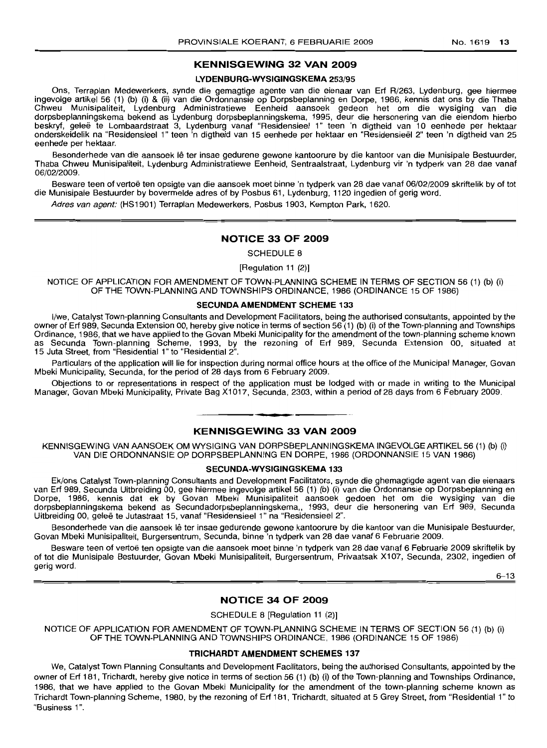## KENNISGEWING 32 VAN 2009

### LYDENBURG-WYSIGINGSKEMA 253/95

Ons, Terraplan Medewerkers, synde die gemagtige agente van die eienaar van Erf R/263, Lydenburg, gee hiermee ingevolge artikel 56 (1) (b) (i) & (ii) van die Ordonnansie op Dorpsbeplanning en Dorpe, 1986, kennis dat ons by die Thaba Chweu Munisipaliteit, Lydenburg Administratiewe Eenheid aansoek gedoen het om die wysiging van die dorpsbeplanningskema bekend as Lydenburg dorpsbeplanningskema, 1995, deur die hersonering van die eiendom hierbo beskryf, geleë te Lombaardstraat 3, Lydenburg vanaf "Residensieel 1" teen 'n digtheid van 10 eenhede per hektaar onderskeidelik na "Residensieel 1" teen 'n digtheid van 15 eenhede per hektaar en "Residensieël 2" teen 'n digtheid van 25 eenhede per hektaar.

Besonderhede van die aansoek lê ter insae gedurene gewone kantoorure by die kantoor van die Munisipale Bestuurder, Thaba Chweu Munisipaliteit, Lydenburg Administratiewe Eenheid, Sentraalstraat, Lydenburg vir 'n tydperk van 28 dae vanaf 06/02/2009.

Besware teen of vertoë ten opsigte van die aansoek moet binne 'n tydperk van 28 dae vanaf 06/02/2009 skriftelik by of tot die Munisipale Bestuurder by bovermelde adres of by Posbus 61, Lydenburg, 1120 ingedien of gerig word.

*Adres van agent:* (HS1901) Terraplan Medewerkers, Posbus 1903, Kempton Park, 1620.

---

## NOTICE 33 OF 2009

SCHEDULE 8

[Regulation 11 (2)]

NOTICE OF APPLICATION FOR AMENDMENT OF TOWN-PLANNING SCHEME IN TERMS OF SECTION 56 (1) (b) (i) OF THE TOWN-PLANNING AND TOWNSHIPS ORDINANCE, 1986 (ORDINANCE 15 OF 1986)

### SECUNDA AMENDMENT SCHEME 133

I/we, Catalyst Town-planning Consultants and Development Facilitators, being the authorised consultants, appointed by the owner of Erf 989, Secunda Extension 00, hereby give notice in terms of section 56 (1) (b) (i) of the Town-planning and Townships Ordinance, 1986, that we have applied to the Govan Mbeki Municipality for the amendment of the town-planning scheme known as Secunda Town-planning Scheme, 1993, by the rezoning of Erf 989, Secunda Extension 00, situated at 15 Juta Street, from "Residential 1" to "Residential 2".

Particulars of the application will lie for inspection during normal office hours at the office of the Municipal Manager, Govan Mbeki Municipality, Secunda, for the period of 28 days from 6 February 2009.

Objections to or representations in respect of the application must be lodged with or made in writing to the Municipal Manager, Govan Mbeki Municipality, Private Bag X1017, Secunda, 2303, within a period of 28 days from 6 February 2009.

---

## KENNISGEWING 33 VAN 2009

KENNISGEWING VAN AANSOEK OM WYSIGING VAN DORPSBEPLANNINGSKEMA INGEVOLGE ARTIKEL 56 (1) (b) (i) VAN DIE ORDONNANSIE OP DORPSBEPLANNING EN DORPE, 1986 (ORDONNANSIE 15 VAN 1986)

### SECUNDA-WYSIGINGSKEMA 133

Ek/ons Catalyst Town-planning Consultants and Development Facilitators, synde die ghemagtigde agent van die eienaars van Erf 989, Secunda Uitbreiding 00, gee hiermee ingevolge artikel 56 (1) (b) (i) van die Ordonnansie op Dorpsbeplanning en Dorpe, 1986, kennis dat ek by Govan Mbeki Munisipaliteit aansoek gedoen het om die wysiging van die dorpsbeplanningskema bekend as Secundadorpsbeplanningskema,, 1993, deur die hersonering van Erf 989, Secunda Uitbreiding 00, geleë te Jutastraat 15, vanaf "Residensieel 1" na "Residensieel 2".

Besonderhede van die aansoek lê ter insae gedurende gewone kantoorure by die kantoor van die Munisipale Bestuurder, Govan Mbeki Munisipaliteit, Burgersentrum, Secunda, binne 'n tydperk van 28 dae vanaf 6 Februarie 2009.

Besware teen of vertoë ten opsigte van die aansoek moet binne 'n tydperk van 28 dae vanaf 6 Februarie 2009 skriftelik by of tot die Munisipale Bestuurder, Govan Mbeki Munisipaliteit, Burgersentrum, Privaatsak X107, Secunda, 2302, ingedien of gerig word.

6–13

---

## NOTICE 34 OF 2009

SCHEDULE 8 [Regulation 11 (2)]

NOTICE OF APPLICATION FOR AMENDMENT OF TOWN-PLANNING SCHEME IN TERMS OF SECTION 56 (1) (b) (i) OF THE TOWN-PLANNING AND TOWNSHIPS ORDINANCE, 1986 (ORDINANCE 15 OF 1986)

### TRICHARDT AMENDMENT SCHEMES 137

We, Catalyst Town Planning Consultants and Development Facilitators, being the authorised Consultants, appointed by the owner of Erf 181, Trichardt, hereby give notice in terms of section 56 (1) (b) (i) of the Town-planning and Townships Ordinance, 1986, that we have applied to the Govan Mbeki Municipality for the amendment of the town-planning scheme known as Trichardt Town-planning Scheme, 1980, by the rezoning of Erf 181, Trichardt, situated at 5 Grey Street, from "Residential 1" to "Business 1".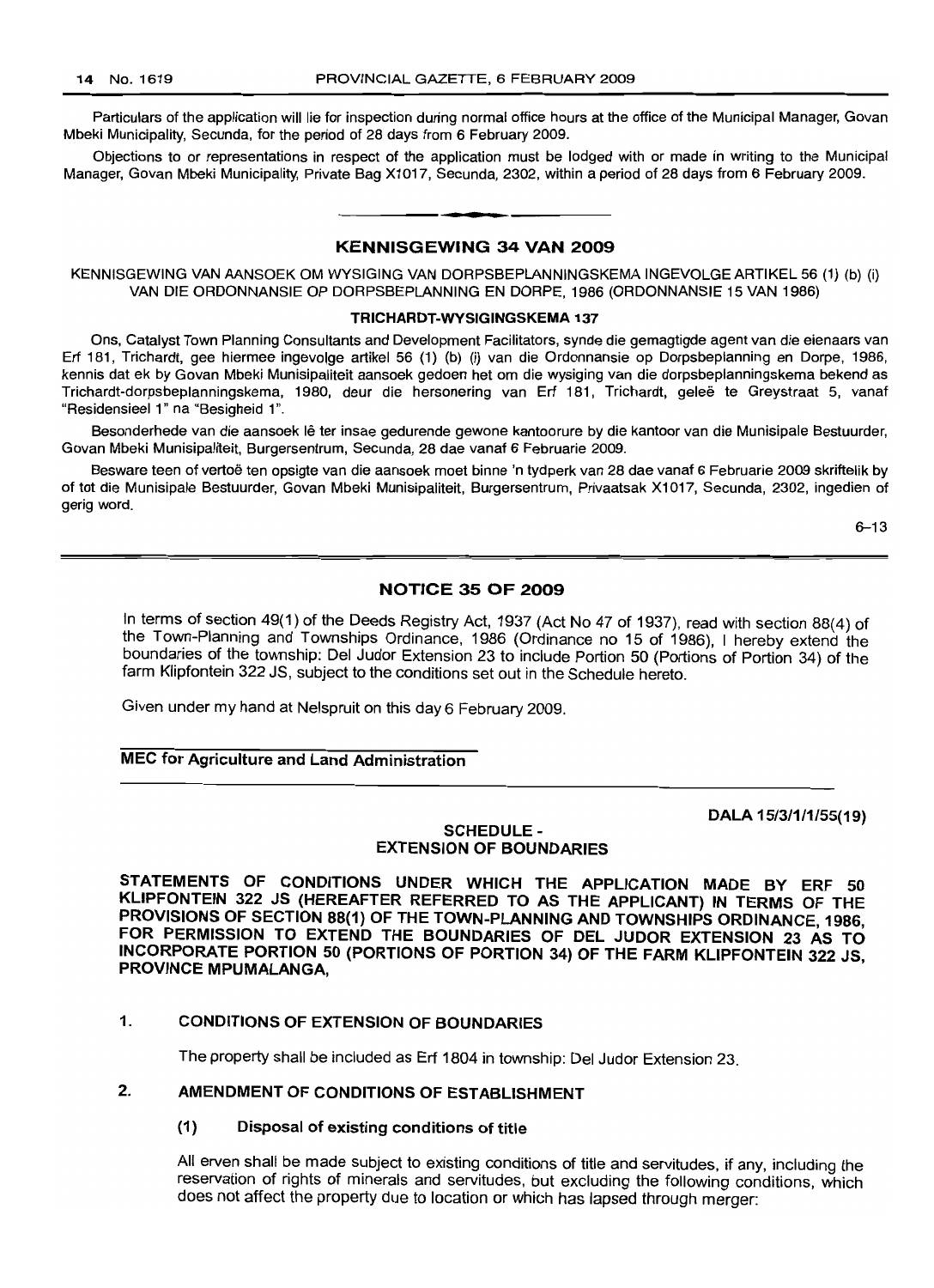Particulars of the application will lie for inspection during normal office hours at the office of the Municipal Manager, Govan Mbeki Municipality, Secunda, for the period of 28 days from 6 February 2009.

Objections to or representations in respect of the application must be lodged with or made in writing to the Municipal Manager, Govan Mbeki Municipality, Private Bag X1017, Secunda, 2302, within a period of 28 days from 6 February 2009.

## KENNISGEWING 34 VAN 2009

KENNISGEWING VAN AANSOEK OM WYSIGING VAN DORPSBEPLANNINGSKEMA INGEVOLGE ARTIKEL 56 (1) (b) (i) VAN DIE ORDONNANSIE OP DORPSBEPLANNING EN DORPE, 1986 (ORDONNANSIE 15 VAN 1986)

**TRICHARDT-WYSIGINGSKEMA 137**

Ons, Catalyst Town Planning Consultants and Development Facilitators, synde die gemagtigde agent van die eienaars van Erf 181, Trichardt, gee hiermee ingevolge artikel 56 (1) (b) (i) van die Ordonnansie op Dorpsbeplanning en Dorpe, 1986, kennis dat ek by Govan Mbeki Munisipaliteit aansoek gedoen het om die wysiging van die dorpsbeplanningskema bekend as Trichardt-dorpsbeplanningskema, 1980, deur die hersonering van Erf 181, Trichardt, geleë te Greystraat 5, vanaf "Residensieel 1" na "Besigheid 1".

Besonderhede van die aansoek lê ter insae gedurende gewone kantoorure by die kantoor van die Munisipale Bestuurder, Govan Mbeki Munisipaliteit, Burgersentrum, Secunda, 28 dae vanaf 6 Februarie 2009.

Besware teen of vertoë ten opsigte van die aansoek moet binne 'n tydperk van 28 dae vanaf 6 Februarie 2009 skriftelik by of tot die Munisipale Bestuurder, Govan Mbeki Munisipaliteit, Burgersentrum, Privaatsak X1017, Secunda, 2302, ingedien of gerig word.

6–13

## NOTICE 35 OF 2009

In terms of section 49(1) of the Deeds Registry Act, 1937 (Act No 47 of 1937), read with section 88(4) of the Town-Planning and Townships Ordinance, 1986 (Ordinance no 15 of 1986), I hereby extend the boundaries of the township: Del Judor Extension 23 to include Portion 50 (Portions of Portion 34) of the farm Klipfontein 322 JS, subject to the conditions set out in the Schedule hereto.

Given under my hand at Nelspruit on this day 6 February 2009.

**MEC for Agriculture and Land Administration**

**DALA 15/3/1/1/55(19)**

**SCHEDULE - EXTENSION OF BOUNDARIES**

**STATEMENTS OF CONDITIONS UNDER WHICH THE APPLICATION MADE BY ERF 50 KLIPFONTEIN 322 JS (HEREAFTER REFERRED TO AS THE APPLICANT) IN TERMS OF THE PROVISIONS OF SECTION 88(1) OF THE TOWN-PLANNING AND TOWNSHIPS ORDINANCE, 1986, FOR PERMISSION TO EXTEND THE BOUNDARIES OF DEL JUDOR EXTENSION 23 AS TO INCORPORATE PORTION 50 (PORTIONS OF PORTION 34) OF THE FARM KLIPFONTEIN 322 JS, PROVINCE MPUMALANGA,**

**1. CONDITIONS OF EXTENSION OF BOUNDARIES**

The property shall be included as Erf 1804 in township: Del Judor Extension 23.

**2. AMENDMENT OF CONDITIONS OF ESTABLISHMENT**

**(1) Disposal of existing conditions of title**

All erven shall be made subject to existing conditions of title and servitudes, if any, including the reservation of rights of minerals and servitudes, but excluding the following conditions, which does not affect the property due to location or which has lapsed through merger: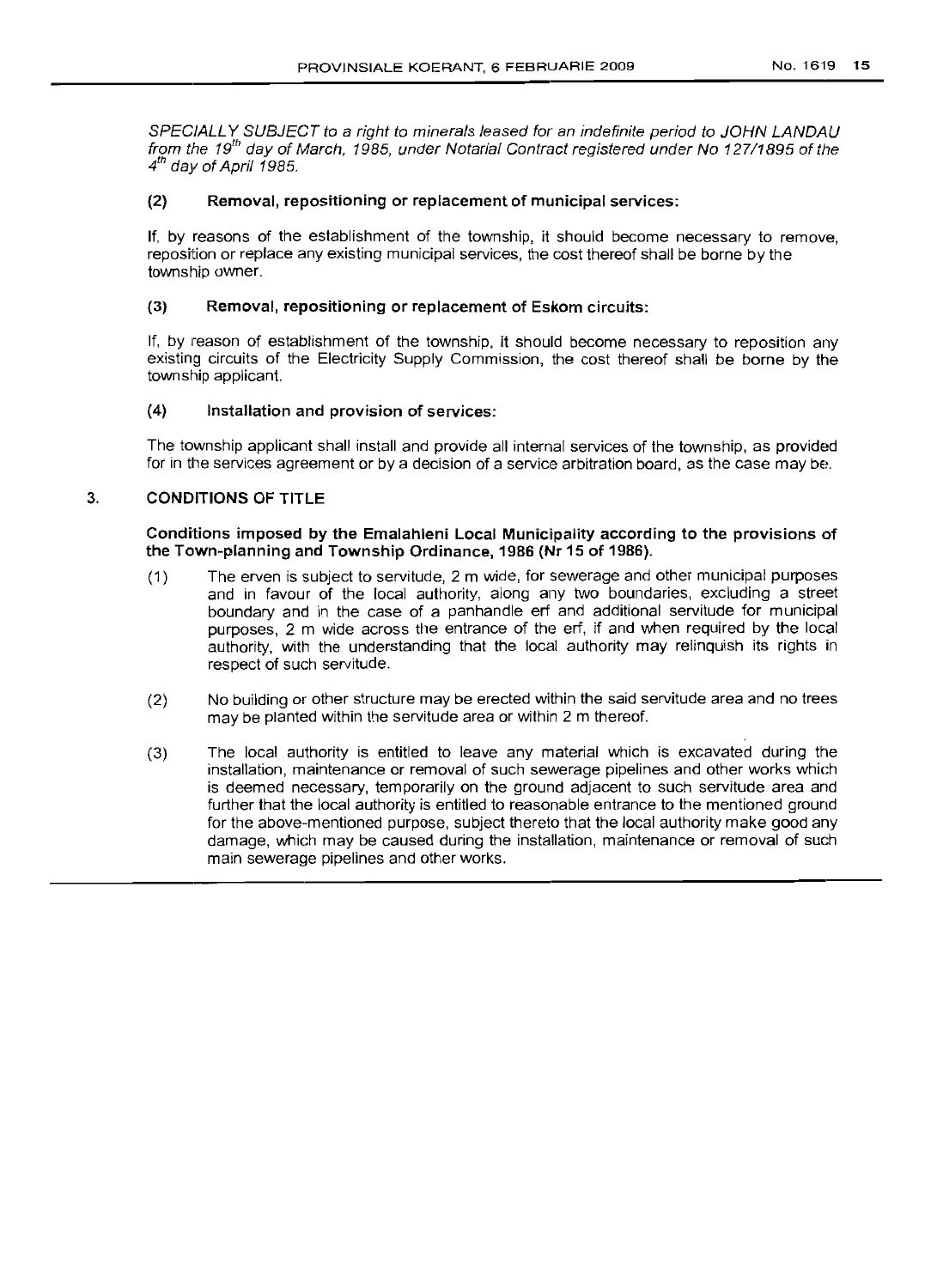*SPECIALLY SUBJECT to a right to minerals leased for an indefinite period to JOHN LANDAU from the 19th day of March, 1985, under Notarial Contract registered under No 127/1895 of the 4th day of April 1985.*

**(2) Removal, repositioning or replacement of municipal services:**

If, by reasons of the establishment of the township, it should become necessary to remove, reposition or replace any existing municipal services, the cost thereof shall be borne by the township owner.

**(3) Removal, repositioning or replacement of Eskom circuits:**

If, by reason of establishment of the township, it should become necessary to reposition any existing circuits of the Electricity Supply Commission, the cost thereof shall be borne by the township applicant.

**(4) Installation and provision of services:**

The township applicant shall install and provide all internal services of the township, as provided for in the services agreement or by a decision of a service arbitration board, as the case may be.

**3. CONDITIONS OF TITLE**

**Conditions imposed by the Emalahleni Local Municipality according to the provisions of the Town-planning and Township Ordinance, 1986 (Nr 15 of 1986).**

(1) The erven is subject to servitude, 2 m wide, for sewerage and other municipal purposes and in favour of the local authority, along any two boundaries, excluding a street boundary and in the case of a panhandle erf and additional servitude for municipal purposes, 2 m wide across the entrance of the erf, if and when required by the local authority, with the understanding that the local authority may relinquish its rights in respect of such servitude.

(2) No building or other structure may be erected within the said servitude area and no trees may be planted within the servitude area or within 2 m thereof.

(3) The local authority is entitled to leave any material which is excavated during the installation, maintenance or removal of such sewerage pipelines and other works which is deemed necessary, temporarily on the ground adjacent to such servitude area and further that the local authority is entitled to reasonable entrance to the mentioned ground for the above-mentioned purpose, subject thereto that the local authority make good any damage, which may be caused during the installation, maintenance or removal of such main sewerage pipelines and other works.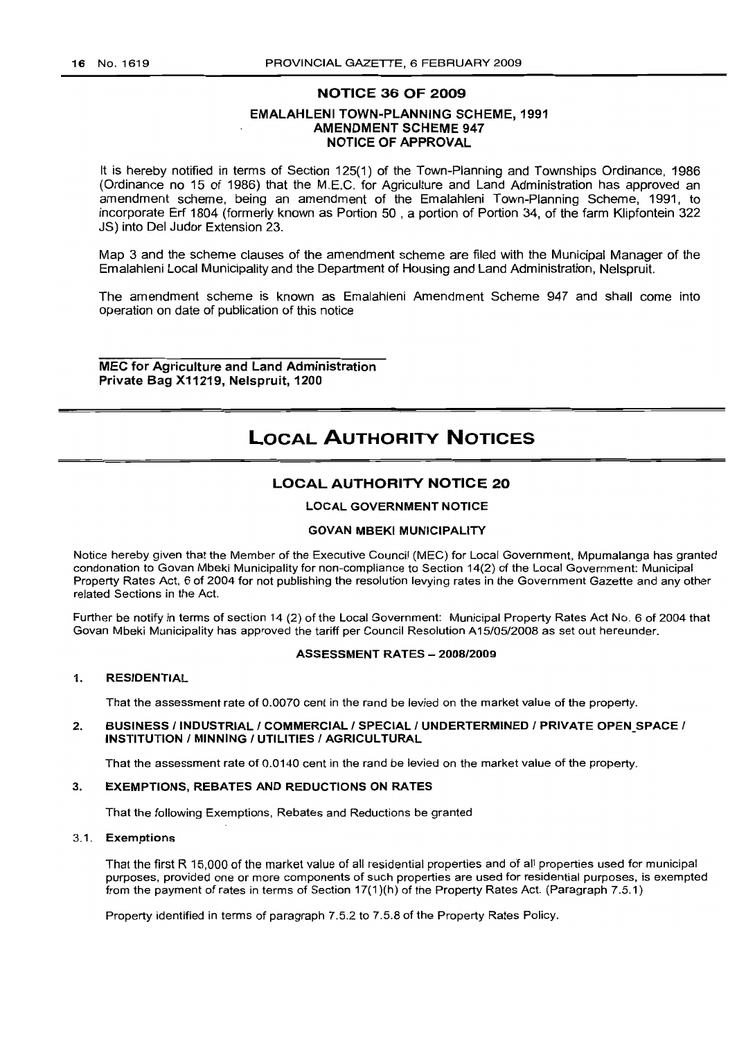## NOTICE 36 OF 2009

### EMALAHLENI TOWN-PLANNING SCHEME, 1991 AMENDMENT SCHEME 947 NOTICE OF APPROVAL

It is hereby notified in terms of Section 125(1) of the Town-Planning and Townships Ordinance, 1986 (Ordinance no 15 of 1986) that the M.E.C. for Agriculture and Land Administration has approved an amendment scheme, being an amendment of the Emalahleni Town-Planning Scheme, 1991, to incorporate Erf 1804 (formerly known as Portion 50 , a portion of Portion 34, of the farm Klipfontein 322 JS) into Del Judor Extension 23.

Map 3 and the scheme clauses of the amendment scheme are filed with the Municipal Manager of the Emalahleni Local Municipality and the Department of Housing and Land Administration, Nelspruit.

The amendment scheme is known as Emalahleni Amendment Scheme 947 and shall come into operation on date of publication of this notice

**MEC for Agriculture and Land Administration**
**Private Bag X11219, Nelspruit, 1200**

# LOCAL AUTHORITY NOTICES

## LOCAL AUTHORITY NOTICE 20

### LOCAL GOVERNMENT NOTICE

### GOVAN MBEKI MUNICIPALITY

Notice hereby given that the Member of the Executive Council (MEC) for Local Government, Mpumalanga has granted condonation to Govan Mbeki Municipality for non-compliance to Section 14(2) of the Local Government: Municipal Property Rates Act, 6 of 2004 for not publishing the resolution levying rates in the Government Gazette and any other related Sections in the Act.

Further be notify in terms of section 14 (2) of the Local Government: Municipal Property Rates Act No. 6 of 2004 that Govan Mbeki Municipality has approved the tariff per Council Resolution A15/05/2008 as set out hereunder.

**ASSESSMENT RATES – 2008/2009**

**1. RESIDENTIAL**

That the assessment rate of 0.0070 cent in the rand be levied on the market value of the property.

**2. BUSINESS / INDUSTRIAL / COMMERCIAL / SPECIAL / UNDERTERMINED / PRIVATE OPEN_SPACE / INSTITUTION / MINNING / UTILITIES / AGRICULTURAL**

That the assessment rate of 0.0140 cent in the rand be levied on the market value of the property.

**3. EXEMPTIONS, REBATES AND REDUCTIONS ON RATES**

That the following Exemptions, Rebates and Reductions be granted

**3.1. Exemptions**

That the first R 15,000 of the market value of all residential properties and of all properties used for municipal purposes, provided one or more components of such properties are used for residential purposes, is exempted from the payment of rates in terms of Section 17(1)(h) of the Property Rates Act. (Paragraph 7.5.1)

Property identified in terms of paragraph 7.5.2 to 7.5.8 of the Property Rates Policy.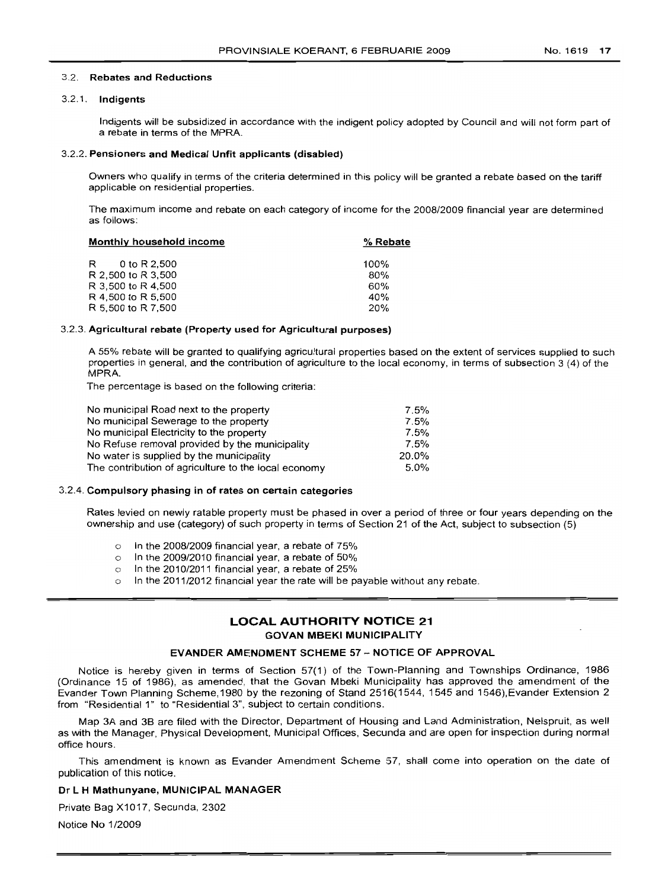### 3.2. Rebates and Reductions

#### 3.2.1. Indigents

Indigents will be subsidized in accordance with the indigent policy adopted by Council and will not form part of a rebate in terms of the MPRA.

#### 3.2.2. Pensioners and Medical Unfit applicants (disabled)

Owners who qualify in terms of the criteria determined in this policy will be granted a rebate based on the tariff applicable on residential properties.

The maximum income and rebate on each category of income for the 2008/2009 financial year are determined as follows:

| Monthly household income | % Rebate |
|---|---|
| R 0 to R 2,500 | 100% |
| R 2,500 to R 3,500 | 80% |
| R 3,500 to R 4,500 | 60% |
| R 4,500 to R 5,500 | 40% |
| R 5,500 to R 7,500 | 20% |

#### 3.2.3. Agricultural rebate (Property used for Agricultural purposes)

A 55% rebate will be granted to qualifying agricultural properties based on the extent of services supplied to such properties in general, and the contribution of agriculture to the local economy, in terms of subsection 3 (4) of the MPRA.

The percentage is based on the following criteria:

| | |
|---|---|
| No municipal Road next to the property | 7.5% |
| No municipal Sewerage to the property | 7.5% |
| No municipal Electricity to the property | 7.5% |
| No Refuse removal provided by the municipality | 7.5% |
| No water is supplied by the municipality | 20.0% |
| The contribution of agriculture to the local economy | 5.0% |

#### 3.2.4. Compulsory phasing in of rates on certain categories

Rates levied on newly ratable property must be phased in over a period of three or four years depending on the ownership and use (category) of such property in terms of Section 21 of the Act, subject to subsection (5)

- In the 2008/2009 financial year, a rebate of 75%
- In the 2009/2010 financial year, a rebate of 50%
- In the 2010/2011 financial year, a rebate of 25%
- In the 2011/2012 financial year the rate will be payable without any rebate.

---

## LOCAL AUTHORITY NOTICE 21

### GOVAN MBEKI MUNICIPALITY

### EVANDER AMENDMENT SCHEME 57 – NOTICE OF APPROVAL

Notice is hereby given in terms of Section 57(1) of the Town-Planning and Townships Ordinance, 1986 (Ordinance 15 of 1986), as amended, that the Govan Mbeki Municipality has approved the amendment of the Evander Town Planning Scheme,1980 by the rezoning of Stand 2516(1544, 1545 and 1546),Evander Extension 2 from "Residential 1" to "Residential 3", subject to certain conditions.

Map 3A and 3B are filed with the Director, Department of Housing and Land Administration, Nelspruit, as well as with the Manager, Physical Development, Municipal Offices, Secunda and are open for inspection during normal office hours.

This amendment is known as Evander Amendment Scheme 57, shall come into operation on the date of publication of this notice.

**Dr L H Mathunyane, MUNICIPAL MANAGER**

Private Bag X1017, Secunda, 2302

Notice No 1/2009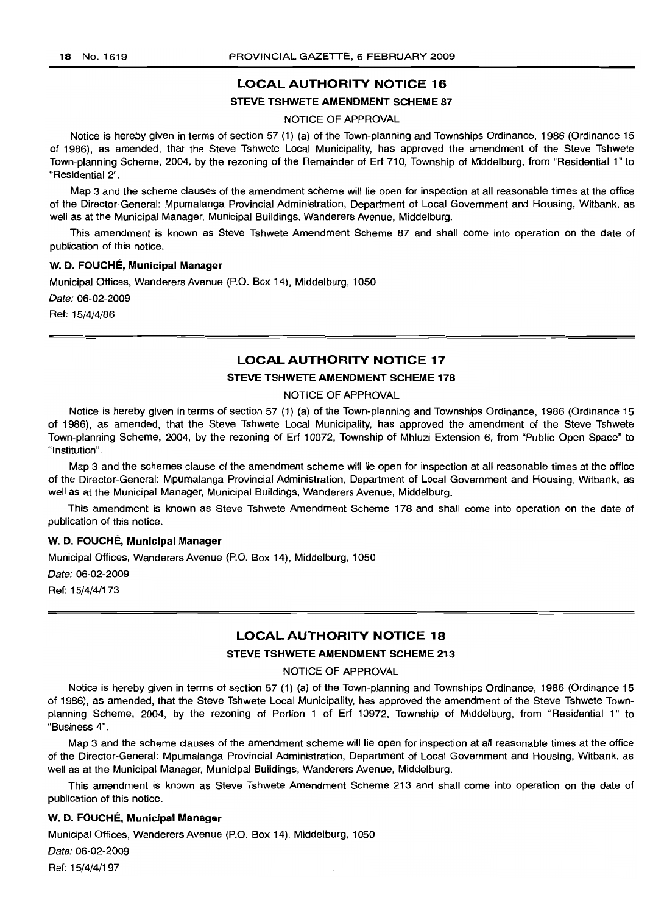## LOCAL AUTHORITY NOTICE 16

### STEVE TSHWETE AMENDMENT SCHEME 87

NOTICE OF APPROVAL

Notice is hereby given in terms of section 57 (1) (a) of the Town-planning and Townships Ordinance, 1986 (Ordinance 15 of 1986), as amended, that the Steve Tshwete Local Municipality, has approved the amendment of the Steve Tshwete Town-planning Scheme, 2004, by the rezoning of the Remainder of Erf 710, Township of Middelburg, from "Residential 1" to "Residential 2".

Map 3 and the scheme clauses of the amendment scheme will lie open for inspection at all reasonable times at the office of the Director-General: Mpumalanga Provincial Administration, Department of Local Government and Housing, Witbank, as well as at the Municipal Manager, Municipal Buildings, Wanderers Avenue, Middelburg.

This amendment is known as Steve Tshwete Amendment Scheme 87 and shall come into operation on the date of publication of this notice.

**W. D. FOUCHÉ, Municipal Manager**

Municipal Offices, Wanderers Avenue (P.O. Box 14), Middelburg, 1050

*Date:* 06-02-2009

Ref: 15/4/4/86

---

## LOCAL AUTHORITY NOTICE 17

### STEVE TSHWETE AMENDMENT SCHEME 178

NOTICE OF APPROVAL

Notice is hereby given in terms of section 57 (1) (a) of the Town-planning and Townships Ordinance, 1986 (Ordinance 15 of 1986), as amended, that the Steve Tshwete Local Municipality, has approved the amendment of the Steve Tshwete Town-planning Scheme, 2004, by the rezoning of Erf 10072, Township of Mhluzi Extension 6, from "Public Open Space" to "Institution".

Map 3 and the schemes clause of the amendment scheme will lie open for inspection at all reasonable times at the office of the Director-General: Mpumalanga Provincial Administration, Department of Local Government and Housing, Witbank, as well as at the Municipal Manager, Municipal Buildings, Wanderers Avenue, Middelburg.

This amendment is known as Steve Tshwete Amendment Scheme 178 and shall come into operation on the date of publication of this notice.

**W. D. FOUCHÉ, Municipal Manager**

Municipal Offices, Wanderers Avenue (P.O. Box 14), Middelburg, 1050

*Date:* 06-02-2009

Ref: 15/4/4/173

---

## LOCAL AUTHORITY NOTICE 18

### STEVE TSHWETE AMENDMENT SCHEME 213

NOTICE OF APPROVAL

Notice is hereby given in terms of section 57 (1) (a) of the Town-planning and Townships Ordinance, 1986 (Ordinance 15 of 1986), as amended, that the Steve Tshwete Local Municipality, has approved the amendment of the Steve Tshwete Town-planning Scheme, 2004, by the rezoning of Portion 1 of Erf 10972, Township of Middelburg, from "Residential 1" to "Business 4".

Map 3 and the scheme clauses of the amendment scheme will lie open for inspection at all reasonable times at the office of the Director-General: Mpumalanga Provincial Administration, Department of Local Government and Housing, Witbank, as well as at the Municipal Manager, Municipal Buildings, Wanderers Avenue, Middelburg.

This amendment is known as Steve Tshwete Amendment Scheme 213 and shall come into operation on the date of publication of this notice.

**W. D. FOUCHÉ, Municipal Manager**

Municipal Offices, Wanderers Avenue (P.O. Box 14), Middelburg, 1050

*Date:* 06-02-2009

Ref: 15/4/4/197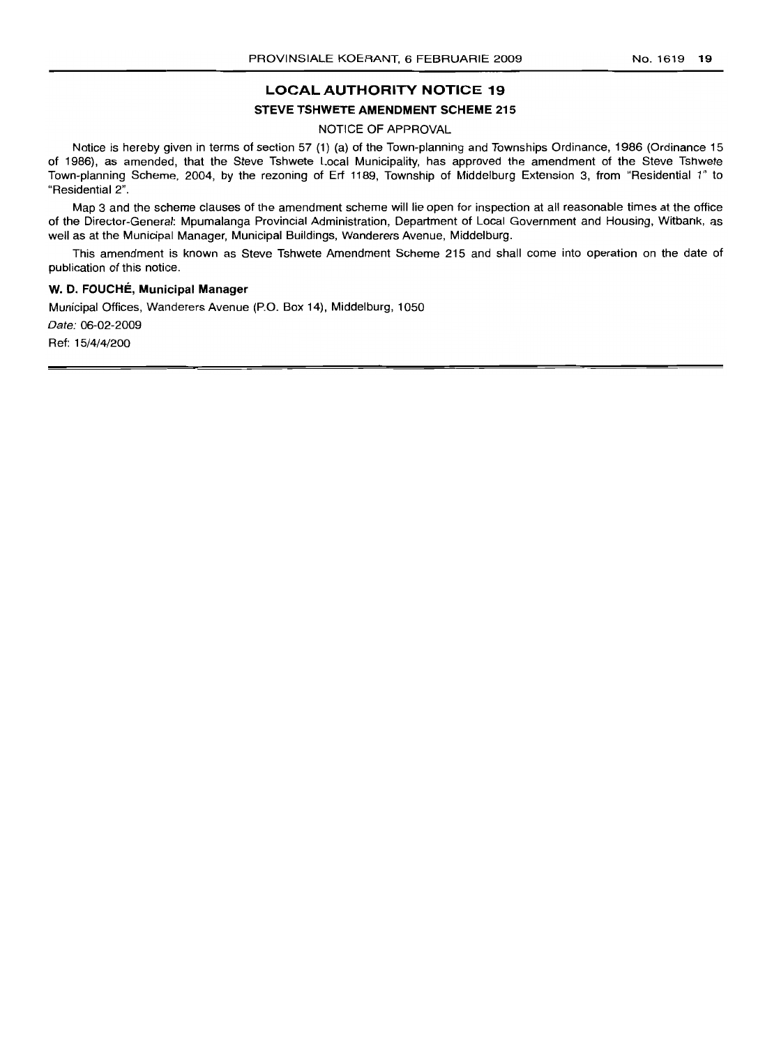## LOCAL AUTHORITY NOTICE 19

### STEVE TSHWETE AMENDMENT SCHEME 215

NOTICE OF APPROVAL

Notice is hereby given in terms of section 57 (1) (a) of the Town-planning and Townships Ordinance, 1986 (Ordinance 15 of 1986), as amended, that the Steve Tshwete Local Municipality, has approved the amendment of the Steve Tshwete Town-planning Scheme, 2004, by the rezoning of Erf 1189, Township of Middelburg Extension 3, from "Residential 1" to "Residential 2".

Map 3 and the scheme clauses of the amendment scheme will lie open for inspection at all reasonable times at the office of the Director-General: Mpumalanga Provincial Administration, Department of Local Government and Housing, Witbank, as well as at the Municipal Manager, Municipal Buildings, Wanderers Avenue, Middelburg.

This amendment is known as Steve Tshwete Amendment Scheme 215 and shall come into operation on the date of publication of this notice.

**W. D. FOUCHÉ, Municipal Manager**

Municipal Offices, Wanderers Avenue (P.O. Box 14), Middelburg, 1050

*Date:* 06-02-2009

Ref: 15/4/4/200